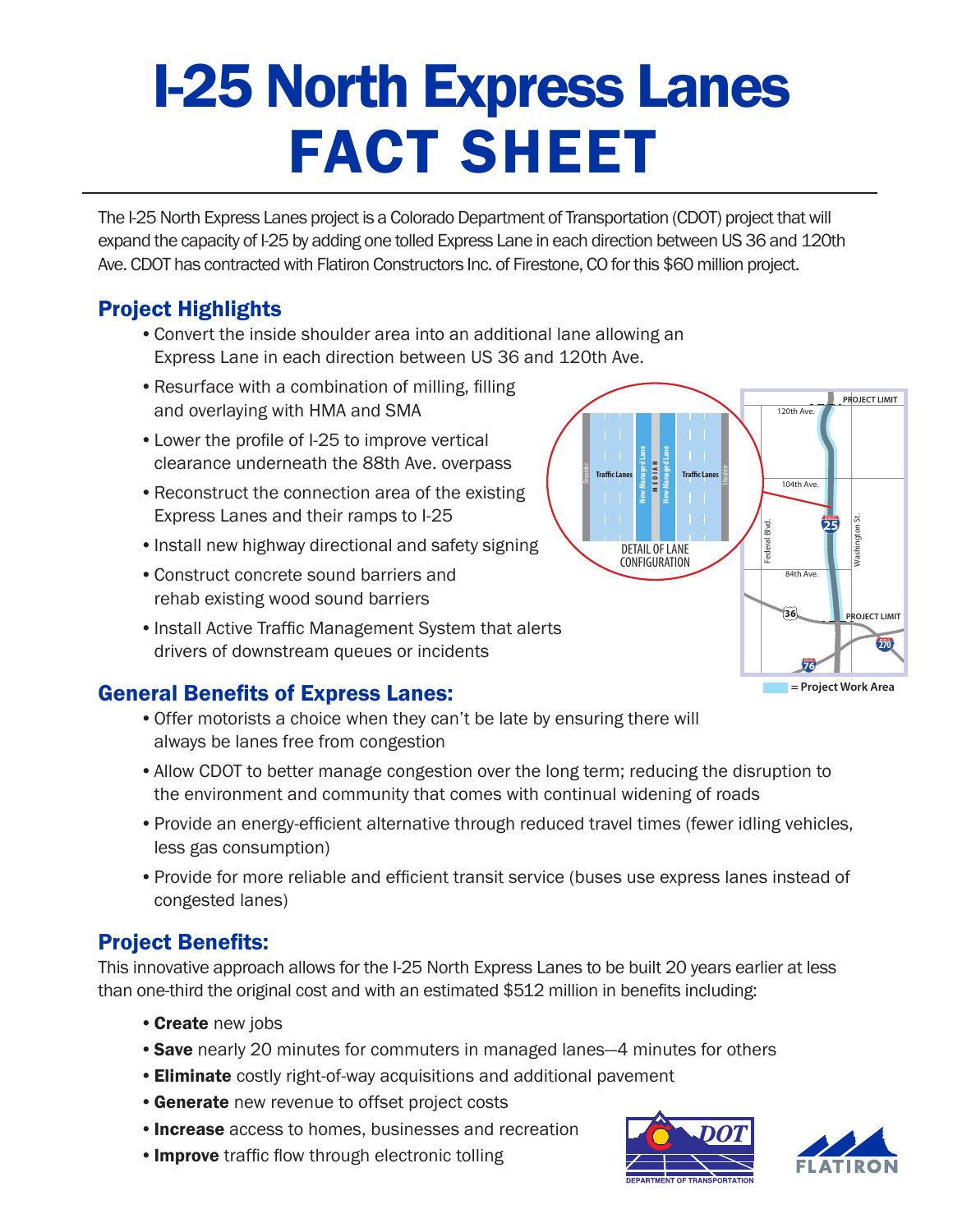# I-25 North Express Lanes FACT SHEET

The I-25 North Express Lanes project is a Colorado Department of Transportation (CDOT) project that will expand the capacity of I-25 by adding one tolled Express Lane in each direction between US 36 and 120th Ave. CDOT has contracted with Flatiron Constructors Inc. of Firestone, CO for this $60 million project.

## Project Highlights

- Convert the inside shoulder area into an additional lane allowing an Express Lane in each direction between US 36 and 120th Ave.
- Resurface with a combination of milling, filling and overlaying with HMA and SMA
- Lower the profile of I-25 to improve vertical clearance underneath the 88th Ave. overpass
- Reconstruct the connection area of the existing Express Lanes and their ramps to I-25
- Install new highway directional and safety signing
- Construct concrete sound barriers and rehab existing wood sound barriers
- Install Active Traffic Management System that alerts drivers of downstream queues or incidents

DETAIL OF LANE CONFIGURATION

= Project Work Area

## General Benefits of Express Lanes:

- Offer motorists a choice when they can't be late by ensuring there will always be lanes free from congestion
- Allow CDOT to better manage congestion over the long term; reducing the disruption to the environment and community that comes with continual widening of roads
- Provide an energy-efficient alternative through reduced travel times (fewer idling vehicles, less gas consumption)
- Provide for more reliable and efficient transit service (buses use express lanes instead of congested lanes)

## Project Benefits:

This innovative approach allows for the I-25 North Express Lanes to be built 20 years earlier at less than one-third the original cost and with an estimated $512 million in benefits including:

- **Create** new jobs
- **Save** nearly 20 minutes for commuters in managed lanes—4 minutes for others
- **Eliminate** costly right-of-way acquisitions and additional pavement
- **Generate** new revenue to offset project costs
- **Increase** access to homes, businesses and recreation
- **Improve** traffic flow through electronic tolling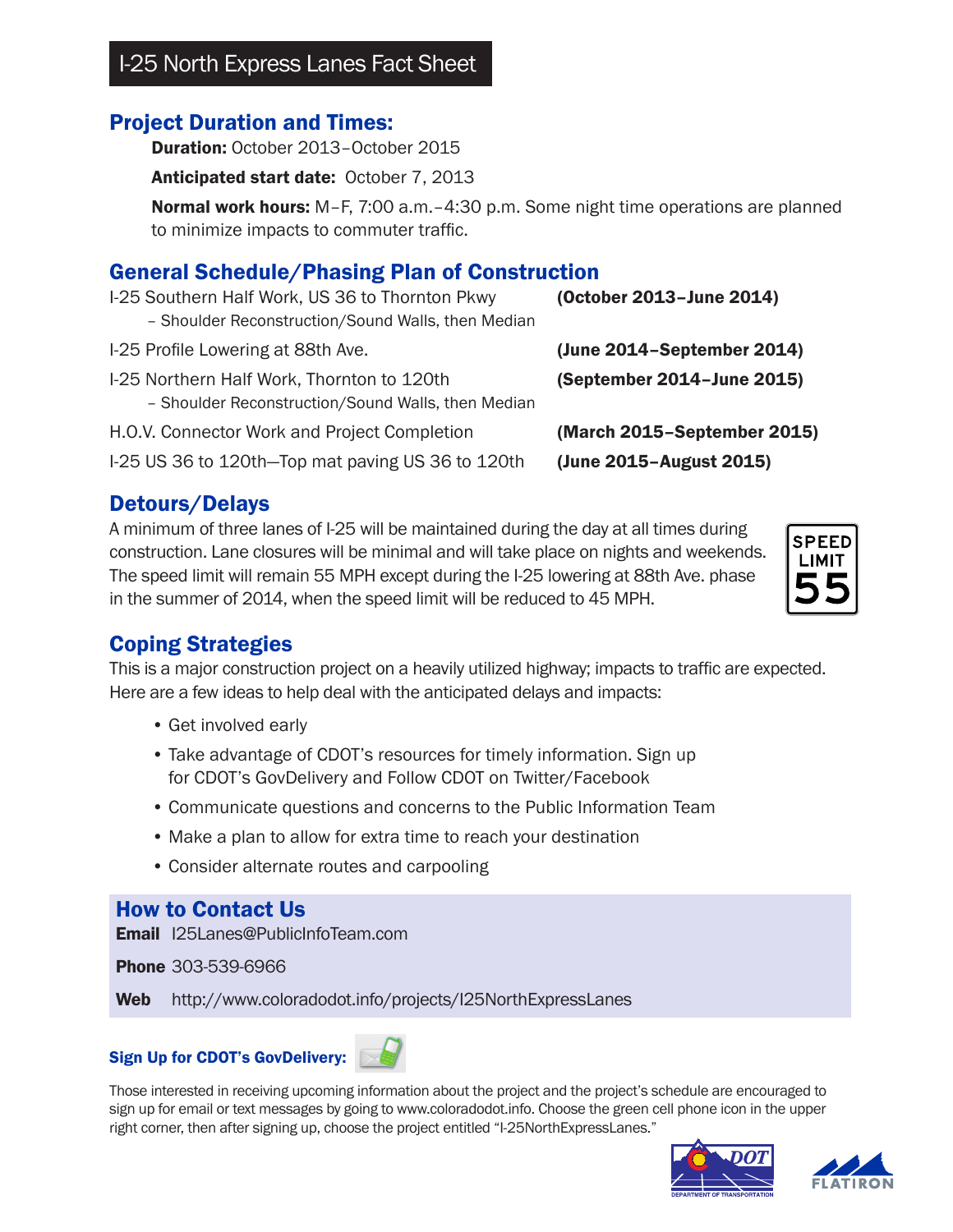# I-25 North Express Lanes Fact Sheet

## Project Duration and Times:

**Duration:** October 2013–October 2015

**Anticipated start date:** October 7, 2013

**Normal work hours:** M–F, 7:00 a.m.–4:30 p.m. Some night time operations are planned to minimize impacts to commuter traffic.

## General Schedule/Phasing Plan of Construction

| | |
|---|---|
| I-25 Southern Half Work, US 36 to Thornton Pkwy – Shoulder Reconstruction/Sound Walls, then Median | **(October 2013–June 2014)** |
| I-25 Profile Lowering at 88th Ave. | **(June 2014–September 2014)** |
| I-25 Northern Half Work, Thornton to 120th – Shoulder Reconstruction/Sound Walls, then Median | **(September 2014–June 2015)** |
| H.O.V. Connector Work and Project Completion | **(March 2015–September 2015)** |
| I-25 US 36 to 120th—Top mat paving US 36 to 120th | **(June 2015–August 2015)** |

## Detours/Delays

A minimum of three lanes of I-25 will be maintained during the day at all times during construction. Lane closures will be minimal and will take place on nights and weekends. The speed limit will remain 55 MPH except during the I-25 lowering at 88th Ave. phase in the summer of 2014, when the speed limit will be reduced to 45 MPH.

SPEED LIMIT 55

## Coping Strategies

This is a major construction project on a heavily utilized highway; impacts to traffic are expected. Here are a few ideas to help deal with the anticipated delays and impacts:

- Get involved early
- Take advantage of CDOT's resources for timely information. Sign up for CDOT's GovDelivery and Follow CDOT on Twitter/Facebook
- Communicate questions and concerns to the Public Information Team
- Make a plan to allow for extra time to reach your destination
- Consider alternate routes and carpooling

## How to Contact Us

**Email** I25Lanes@PublicInfoTeam.com

**Phone** 303-539-6966

**Web** http://www.coloradodot.info/projects/I25NorthExpressLanes

### Sign Up for CDOT's GovDelivery:

Those interested in receiving upcoming information about the project and the project's schedule are encouraged to sign up for email or text messages by going to www.coloradodot.info. Choose the green cell phone icon in the upper right corner, then after signing up, choose the project entitled "I-25NorthExpressLanes."

DOT DEPARTMENT OF TRANSPORTATION

FLATIRON